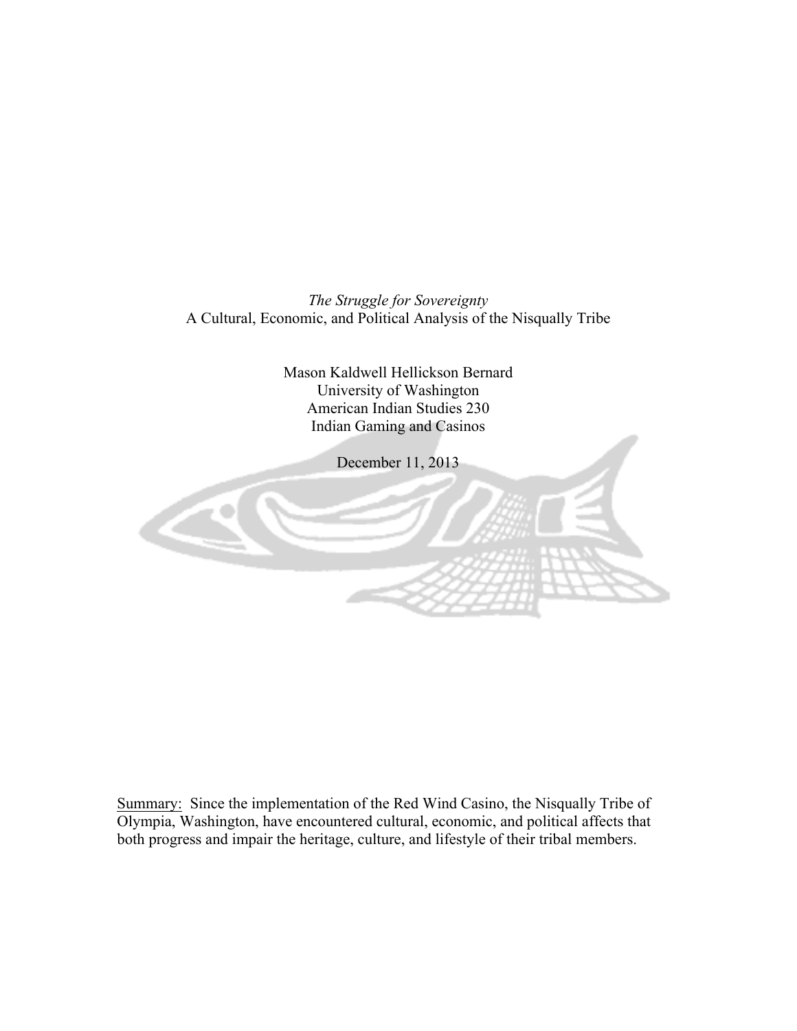*The Struggle for Sovereignty*
A Cultural, Economic, and Political Analysis of the Nisqually Tribe

Mason Kaldwell Hellickson Bernard
University of Washington
American Indian Studies 230
Indian Gaming and Casinos

December 11, 2013

Summary: Since the implementation of the Red Wind Casino, the Nisqually Tribe of Olympia, Washington, have encountered cultural, economic, and political affects that both progress and impair the heritage, culture, and lifestyle of their tribal members.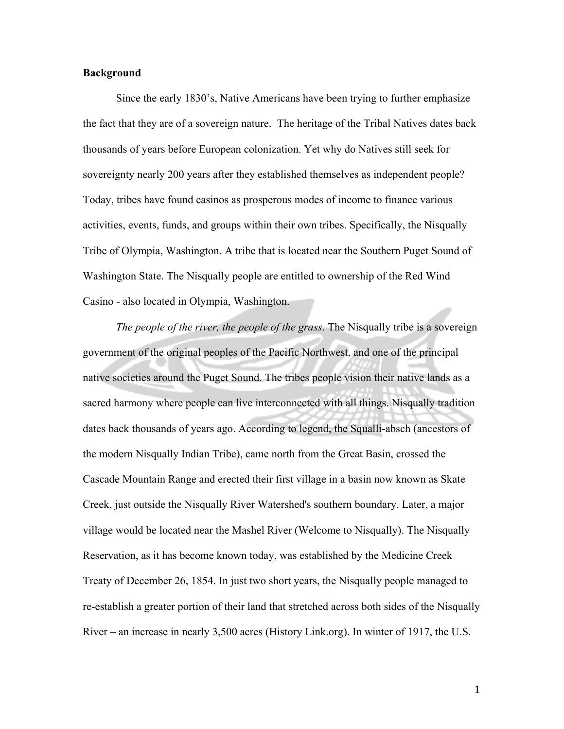**Background**

Since the early 1830's, Native Americans have been trying to further emphasize the fact that they are of a sovereign nature. The heritage of the Tribal Natives dates back thousands of years before European colonization. Yet why do Natives still seek for sovereignty nearly 200 years after they established themselves as independent people? Today, tribes have found casinos as prosperous modes of income to finance various activities, events, funds, and groups within their own tribes. Specifically, the Nisqually Tribe of Olympia, Washington. A tribe that is located near the Southern Puget Sound of Washington State. The Nisqually people are entitled to ownership of the Red Wind Casino - also located in Olympia, Washington.

*The people of the river, the people of the grass*. The Nisqually tribe is a sovereign government of the original peoples of the Pacific Northwest, and one of the principal native societies around the Puget Sound. The tribes people vision their native lands as a sacred harmony where people can live interconnected with all things. Nisqually tradition dates back thousands of years ago. According to legend, the Squalli-absch (ancestors of the modern Nisqually Indian Tribe), came north from the Great Basin, crossed the Cascade Mountain Range and erected their first village in a basin now known as Skate Creek, just outside the Nisqually River Watershed's southern boundary. Later, a major village would be located near the Mashel River (Welcome to Nisqually). The Nisqually Reservation, as it has become known today, was established by the Medicine Creek Treaty of December 26, 1854. In just two short years, the Nisqually people managed to re-establish a greater portion of their land that stretched across both sides of the Nisqually River – an increase in nearly 3,500 acres (History Link.org). In winter of 1917, the U.S.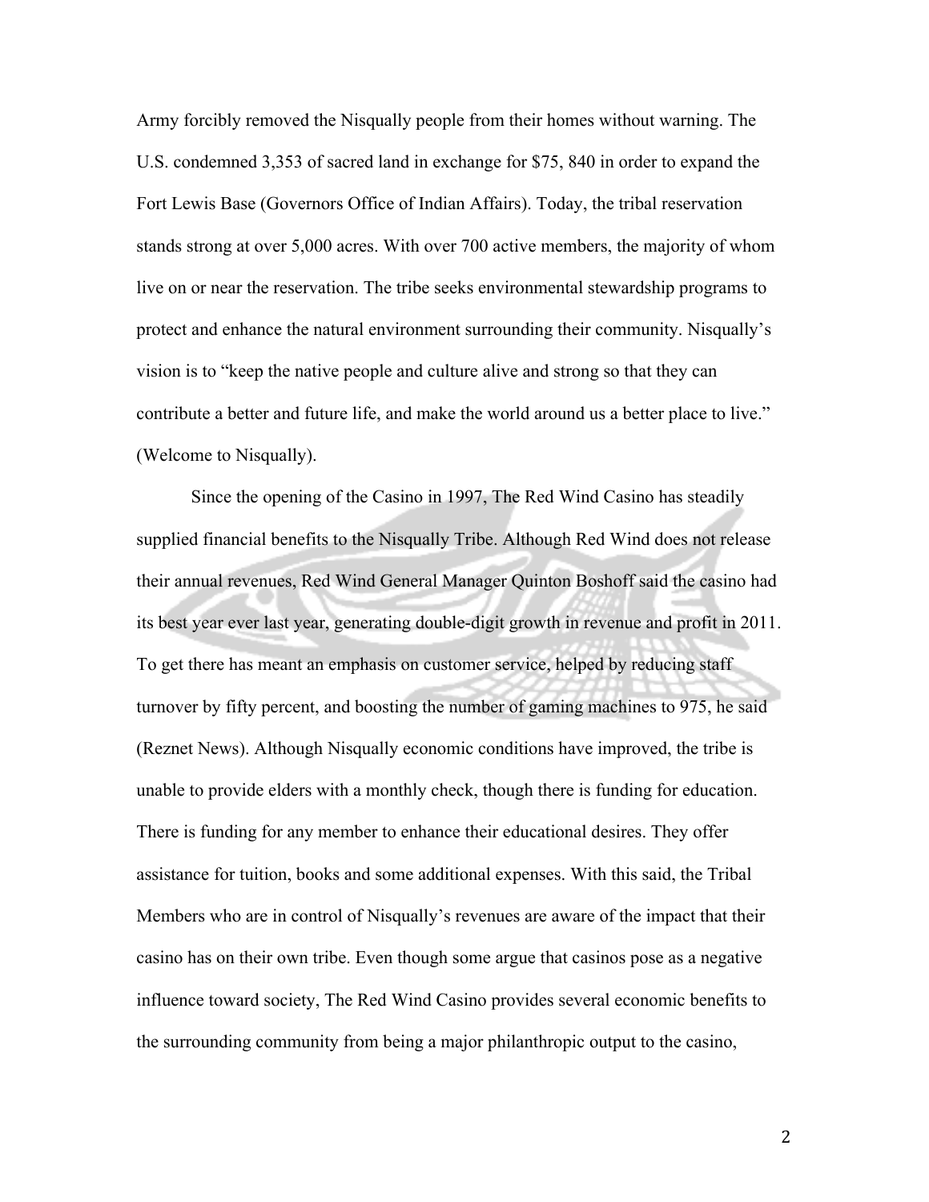Army forcibly removed the Nisqually people from their homes without warning. The U.S. condemned 3,353 of sacred land in exchange for $75, 840 in order to expand the Fort Lewis Base (Governors Office of Indian Affairs). Today, the tribal reservation stands strong at over 5,000 acres. With over 700 active members, the majority of whom live on or near the reservation. The tribe seeks environmental stewardship programs to protect and enhance the natural environment surrounding their community. Nisqually's vision is to "keep the native people and culture alive and strong so that they can contribute a better and future life, and make the world around us a better place to live." (Welcome to Nisqually).

Since the opening of the Casino in 1997, The Red Wind Casino has steadily supplied financial benefits to the Nisqually Tribe. Although Red Wind does not release their annual revenues, Red Wind General Manager Quinton Boshoff said the casino had its best year ever last year, generating double-digit growth in revenue and profit in 2011. To get there has meant an emphasis on customer service, helped by reducing staff turnover by fifty percent, and boosting the number of gaming machines to 975, he said (Reznet News). Although Nisqually economic conditions have improved, the tribe is unable to provide elders with a monthly check, though there is funding for education. There is funding for any member to enhance their educational desires. They offer assistance for tuition, books and some additional expenses. With this said, the Tribal Members who are in control of Nisqually's revenues are aware of the impact that their casino has on their own tribe. Even though some argue that casinos pose as a negative influence toward society, The Red Wind Casino provides several economic benefits to the surrounding community from being a major philanthropic output to the casino,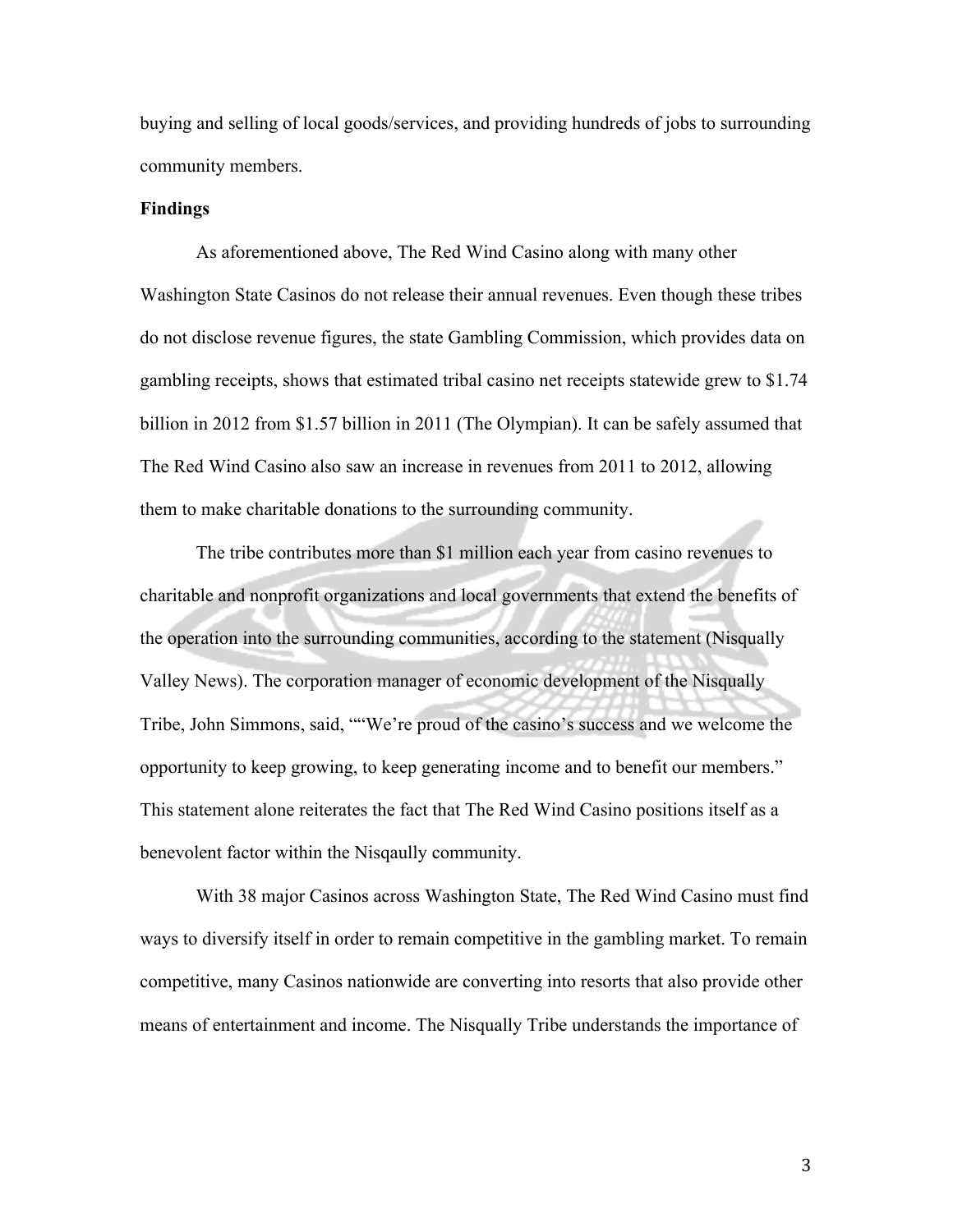buying and selling of local goods/services, and providing hundreds of jobs to surrounding community members.

**Findings**

As aforementioned above, The Red Wind Casino along with many other Washington State Casinos do not release their annual revenues. Even though these tribes do not disclose revenue figures, the state Gambling Commission, which provides data on gambling receipts, shows that estimated tribal casino net receipts statewide grew to $1.74 billion in 2012 from $1.57 billion in 2011 (The Olympian). It can be safely assumed that The Red Wind Casino also saw an increase in revenues from 2011 to 2012, allowing them to make charitable donations to the surrounding community.

The tribe contributes more than $1 million each year from casino revenues to charitable and nonprofit organizations and local governments that extend the benefits of the operation into the surrounding communities, according to the statement (Nisqually Valley News). The corporation manager of economic development of the Nisqually Tribe, John Simmons, said, ""We're proud of the casino's success and we welcome the opportunity to keep growing, to keep generating income and to benefit our members." This statement alone reiterates the fact that The Red Wind Casino positions itself as a benevolent factor within the Nisqaully community.

With 38 major Casinos across Washington State, The Red Wind Casino must find ways to diversify itself in order to remain competitive in the gambling market. To remain competitive, many Casinos nationwide are converting into resorts that also provide other means of entertainment and income. The Nisqually Tribe understands the importance of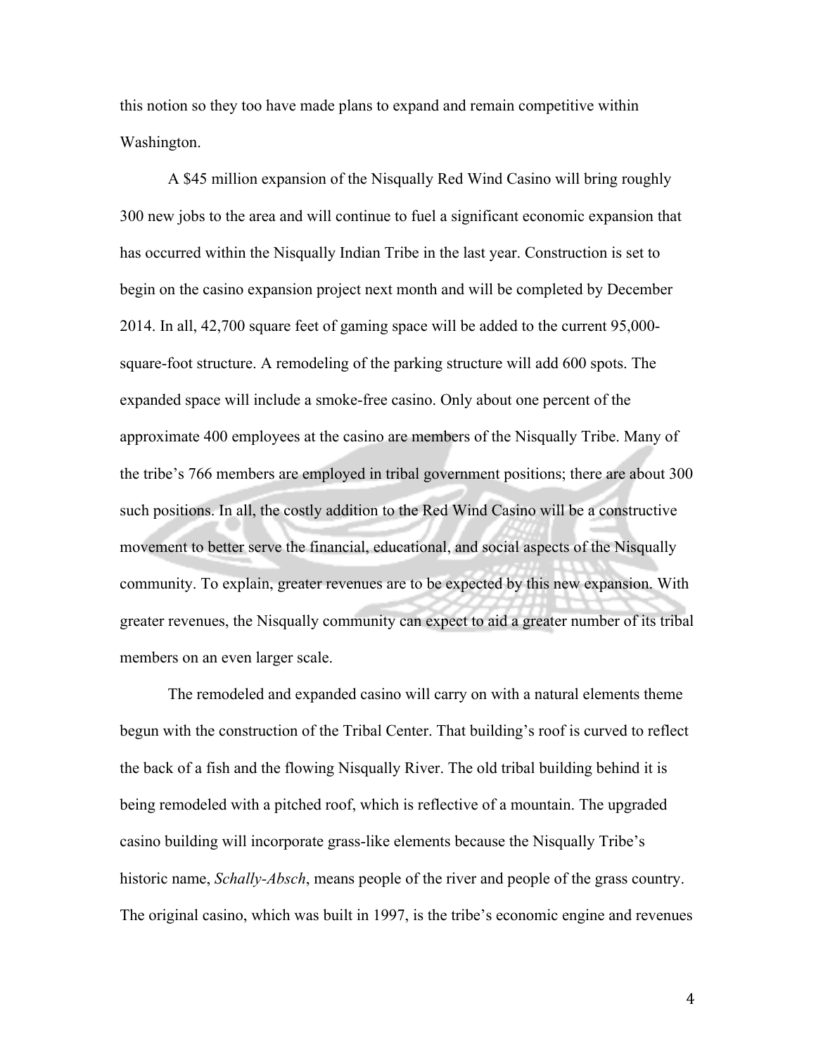this notion so they too have made plans to expand and remain competitive within Washington.

A $45 million expansion of the Nisqually Red Wind Casino will bring roughly 300 new jobs to the area and will continue to fuel a significant economic expansion that has occurred within the Nisqually Indian Tribe in the last year. Construction is set to begin on the casino expansion project next month and will be completed by December 2014. In all, 42,700 square feet of gaming space will be added to the current 95,000-square-foot structure. A remodeling of the parking structure will add 600 spots. The expanded space will include a smoke-free casino. Only about one percent of the approximate 400 employees at the casino are members of the Nisqually Tribe. Many of the tribe's 766 members are employed in tribal government positions; there are about 300 such positions. In all, the costly addition to the Red Wind Casino will be a constructive movement to better serve the financial, educational, and social aspects of the Nisqually community. To explain, greater revenues are to be expected by this new expansion. With greater revenues, the Nisqually community can expect to aid a greater number of its tribal members on an even larger scale.

The remodeled and expanded casino will carry on with a natural elements theme begun with the construction of the Tribal Center. That building's roof is curved to reflect the back of a fish and the flowing Nisqually River. The old tribal building behind it is being remodeled with a pitched roof, which is reflective of a mountain. The upgraded casino building will incorporate grass-like elements because the Nisqually Tribe's historic name, *Schally-Absch*, means people of the river and people of the grass country. The original casino, which was built in 1997, is the tribe's economic engine and revenues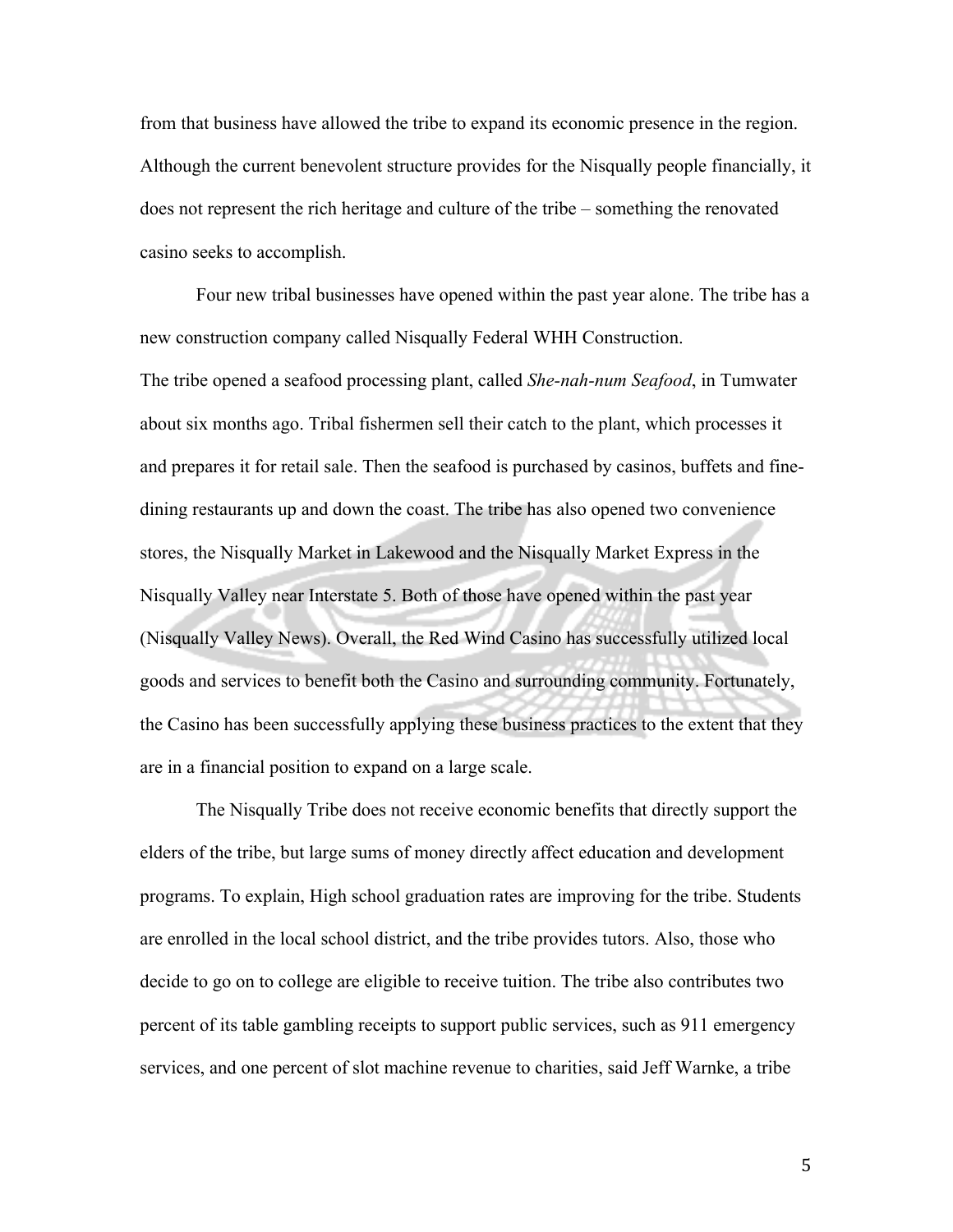from that business have allowed the tribe to expand its economic presence in the region. Although the current benevolent structure provides for the Nisqually people financially, it does not represent the rich heritage and culture of the tribe – something the renovated casino seeks to accomplish.

Four new tribal businesses have opened within the past year alone. The tribe has a new construction company called Nisqually Federal WHH Construction.
The tribe opened a seafood processing plant, called *She-nah-num Seafood*, in Tumwater about six months ago. Tribal fishermen sell their catch to the plant, which processes it and prepares it for retail sale. Then the seafood is purchased by casinos, buffets and fine-dining restaurants up and down the coast. The tribe has also opened two convenience stores, the Nisqually Market in Lakewood and the Nisqually Market Express in the Nisqually Valley near Interstate 5. Both of those have opened within the past year (Nisqually Valley News). Overall, the Red Wind Casino has successfully utilized local goods and services to benefit both the Casino and surrounding community. Fortunately, the Casino has been successfully applying these business practices to the extent that they are in a financial position to expand on a large scale.

The Nisqually Tribe does not receive economic benefits that directly support the elders of the tribe, but large sums of money directly affect education and development programs. To explain, High school graduation rates are improving for the tribe. Students are enrolled in the local school district, and the tribe provides tutors. Also, those who decide to go on to college are eligible to receive tuition. The tribe also contributes two percent of its table gambling receipts to support public services, such as 911 emergency services, and one percent of slot machine revenue to charities, said Jeff Warnke, a tribe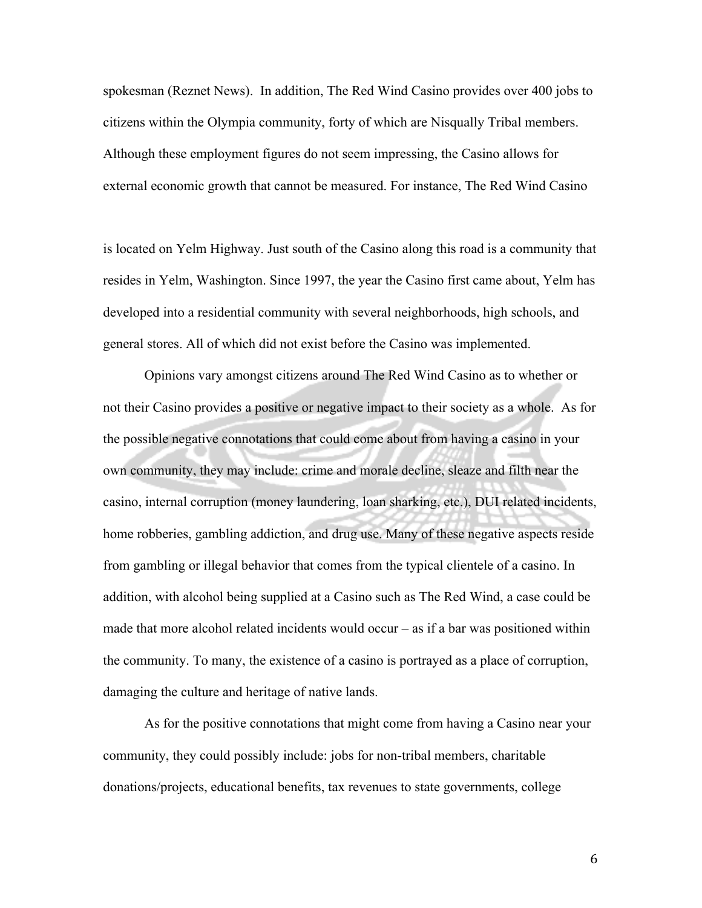spokesman (Reznet News). In addition, The Red Wind Casino provides over 400 jobs to citizens within the Olympia community, forty of which are Nisqually Tribal members. Although these employment figures do not seem impressing, the Casino allows for external economic growth that cannot be measured. For instance, The Red Wind Casino is located on Yelm Highway. Just south of the Casino along this road is a community that resides in Yelm, Washington. Since 1997, the year the Casino first came about, Yelm has developed into a residential community with several neighborhoods, high schools, and general stores. All of which did not exist before the Casino was implemented.

Opinions vary amongst citizens around The Red Wind Casino as to whether or not their Casino provides a positive or negative impact to their society as a whole. As for the possible negative connotations that could come about from having a casino in your own community, they may include: crime and morale decline, sleaze and filth near the casino, internal corruption (money laundering, loan sharking, etc.), DUI related incidents, home robberies, gambling addiction, and drug use. Many of these negative aspects reside from gambling or illegal behavior that comes from the typical clientele of a casino. In addition, with alcohol being supplied at a Casino such as The Red Wind, a case could be made that more alcohol related incidents would occur – as if a bar was positioned within the community. To many, the existence of a casino is portrayed as a place of corruption, damaging the culture and heritage of native lands.

As for the positive connotations that might come from having a Casino near your community, they could possibly include: jobs for non-tribal members, charitable donations/projects, educational benefits, tax revenues to state governments, college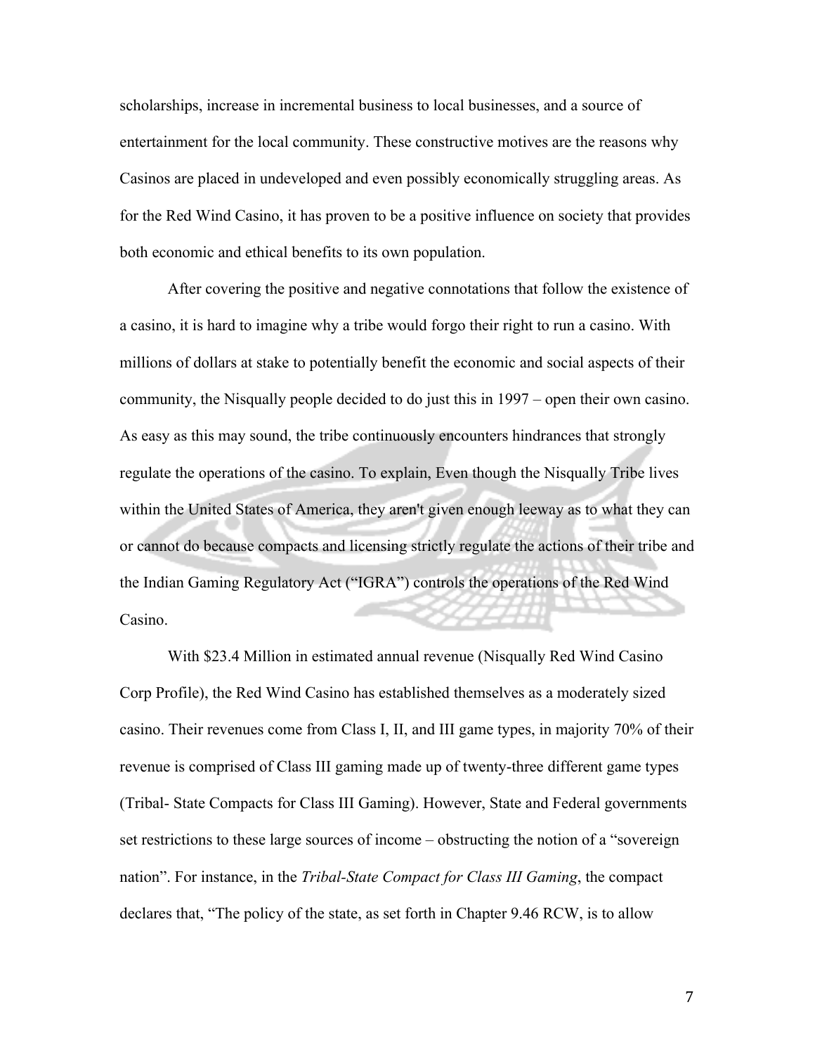scholarships, increase in incremental business to local businesses, and a source of entertainment for the local community. These constructive motives are the reasons why Casinos are placed in undeveloped and even possibly economically struggling areas. As for the Red Wind Casino, it has proven to be a positive influence on society that provides both economic and ethical benefits to its own population.

After covering the positive and negative connotations that follow the existence of a casino, it is hard to imagine why a tribe would forgo their right to run a casino. With millions of dollars at stake to potentially benefit the economic and social aspects of their community, the Nisqually people decided to do just this in 1997 – open their own casino. As easy as this may sound, the tribe continuously encounters hindrances that strongly regulate the operations of the casino. To explain, Even though the Nisqually Tribe lives within the United States of America, they aren't given enough leeway as to what they can or cannot do because compacts and licensing strictly regulate the actions of their tribe and the Indian Gaming Regulatory Act ("IGRA") controls the operations of the Red Wind Casino.

With $23.4 Million in estimated annual revenue (Nisqually Red Wind Casino Corp Profile), the Red Wind Casino has established themselves as a moderately sized casino. Their revenues come from Class I, II, and III game types, in majority 70% of their revenue is comprised of Class III gaming made up of twenty-three different game types (Tribal- State Compacts for Class III Gaming). However, State and Federal governments set restrictions to these large sources of income – obstructing the notion of a "sovereign nation". For instance, in the *Tribal-State Compact for Class III Gaming*, the compact declares that, "The policy of the state, as set forth in Chapter 9.46 RCW, is to allow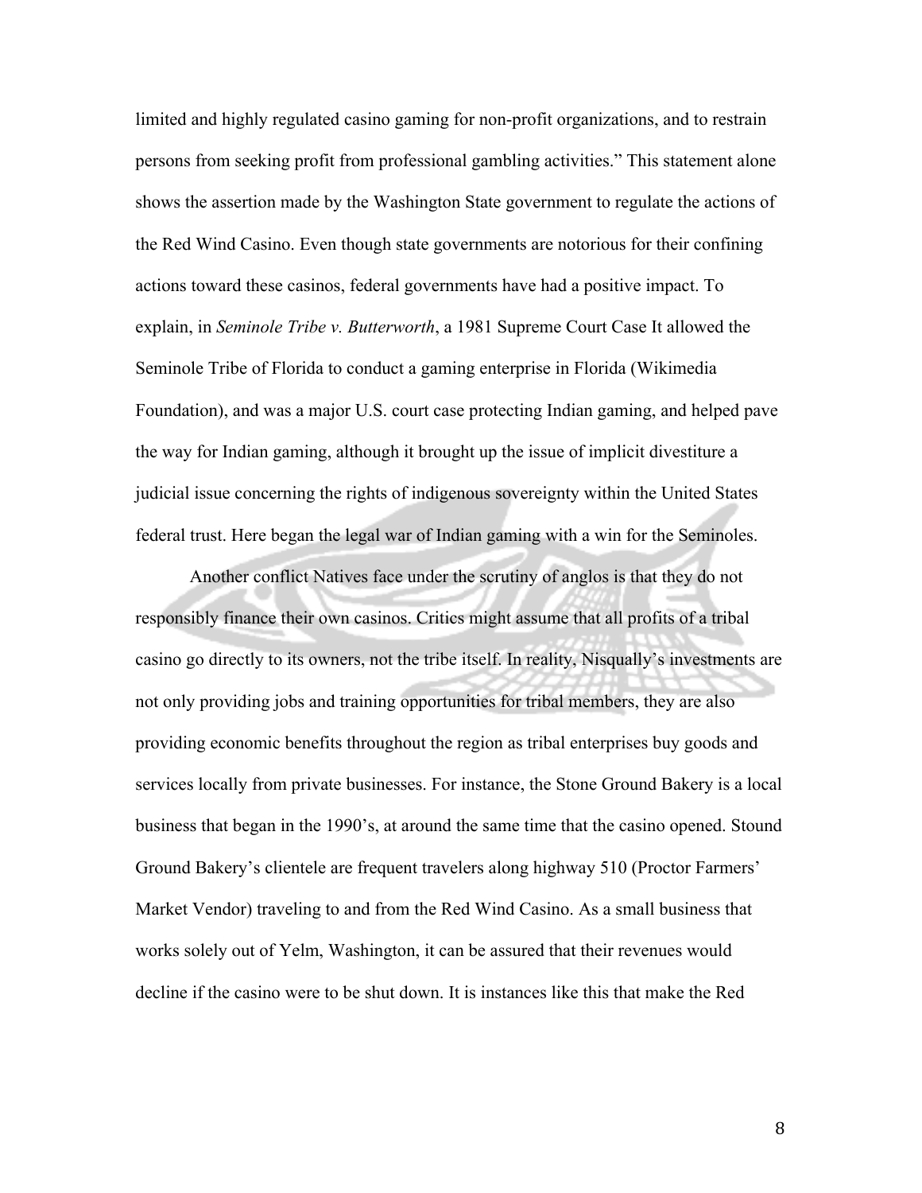limited and highly regulated casino gaming for non-profit organizations, and to restrain persons from seeking profit from professional gambling activities." This statement alone shows the assertion made by the Washington State government to regulate the actions of the Red Wind Casino. Even though state governments are notorious for their confining actions toward these casinos, federal governments have had a positive impact. To explain, in *Seminole Tribe v. Butterworth*, a 1981 Supreme Court Case It allowed the Seminole Tribe of Florida to conduct a gaming enterprise in Florida (Wikimedia Foundation), and was a major U.S. court case protecting Indian gaming, and helped pave the way for Indian gaming, although it brought up the issue of implicit divestiture a judicial issue concerning the rights of indigenous sovereignty within the United States federal trust. Here began the legal war of Indian gaming with a win for the Seminoles.

Another conflict Natives face under the scrutiny of anglos is that they do not responsibly finance their own casinos. Critics might assume that all profits of a tribal casino go directly to its owners, not the tribe itself. In reality, Nisqually's investments are not only providing jobs and training opportunities for tribal members, they are also providing economic benefits throughout the region as tribal enterprises buy goods and services locally from private businesses. For instance, the Stone Ground Bakery is a local business that began in the 1990's, at around the same time that the casino opened. Stound Ground Bakery's clientele are frequent travelers along highway 510 (Proctor Farmers' Market Vendor) traveling to and from the Red Wind Casino. As a small business that works solely out of Yelm, Washington, it can be assured that their revenues would decline if the casino were to be shut down. It is instances like this that make the Red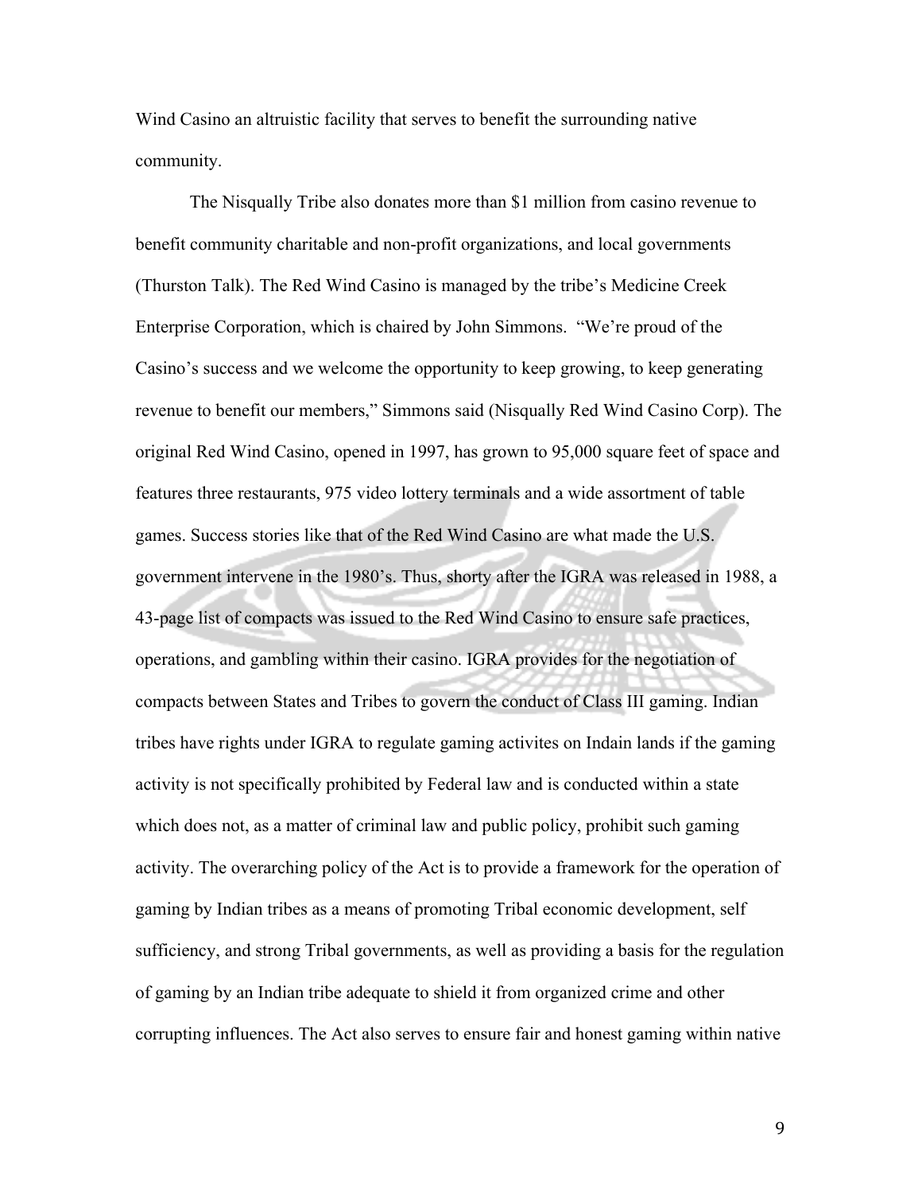Wind Casino an altruistic facility that serves to benefit the surrounding native community.

The Nisqually Tribe also donates more than $1 million from casino revenue to benefit community charitable and non-profit organizations, and local governments (Thurston Talk). The Red Wind Casino is managed by the tribe's Medicine Creek Enterprise Corporation, which is chaired by John Simmons. "We're proud of the Casino's success and we welcome the opportunity to keep growing, to keep generating revenue to benefit our members," Simmons said (Nisqually Red Wind Casino Corp). The original Red Wind Casino, opened in 1997, has grown to 95,000 square feet of space and features three restaurants, 975 video lottery terminals and a wide assortment of table games. Success stories like that of the Red Wind Casino are what made the U.S. government intervene in the 1980's. Thus, shorty after the IGRA was released in 1988, a 43-page list of compacts was issued to the Red Wind Casino to ensure safe practices, operations, and gambling within their casino. IGRA provides for the negotiation of compacts between States and Tribes to govern the conduct of Class III gaming. Indian tribes have rights under IGRA to regulate gaming activites on Indain lands if the gaming activity is not specifically prohibited by Federal law and is conducted within a state which does not, as a matter of criminal law and public policy, prohibit such gaming activity. The overarching policy of the Act is to provide a framework for the operation of gaming by Indian tribes as a means of promoting Tribal economic development, self sufficiency, and strong Tribal governments, as well as providing a basis for the regulation of gaming by an Indian tribe adequate to shield it from organized crime and other corrupting influences. The Act also serves to ensure fair and honest gaming within native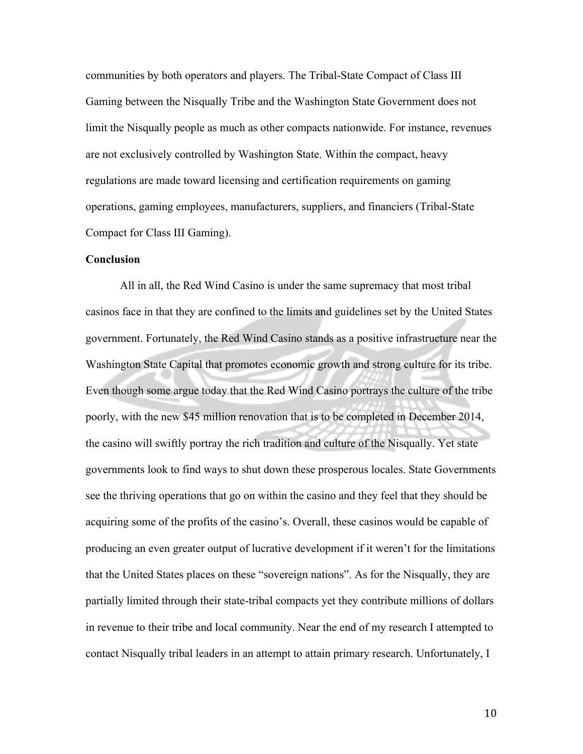communities by both operators and players. The Tribal-State Compact of Class III Gaming between the Nisqually Tribe and the Washington State Government does not limit the Nisqually people as much as other compacts nationwide. For instance, revenues are not exclusively controlled by Washington State. Within the compact, heavy regulations are made toward licensing and certification requirements on gaming operations, gaming employees, manufacturers, suppliers, and financiers (Tribal-State Compact for Class III Gaming).

**Conclusion**

All in all, the Red Wind Casino is under the same supremacy that most tribal casinos face in that they are confined to the limits and guidelines set by the United States government. Fortunately, the Red Wind Casino stands as a positive infrastructure near the Washington State Capital that promotes economic growth and strong culture for its tribe. Even though some argue today that the Red Wind Casino portrays the culture of the tribe poorly, with the new $45 million renovation that is to be completed in December 2014, the casino will swiftly portray the rich tradition and culture of the Nisqually. Yet state governments look to find ways to shut down these prosperous locales. State Governments see the thriving operations that go on within the casino and they feel that they should be acquiring some of the profits of the casino's. Overall, these casinos would be capable of producing an even greater output of lucrative development if it weren't for the limitations that the United States places on these "sovereign nations". As for the Nisqually, they are partially limited through their state-tribal compacts yet they contribute millions of dollars in revenue to their tribe and local community. Near the end of my research I attempted to contact Nisqually tribal leaders in an attempt to attain primary research. Unfortunately, I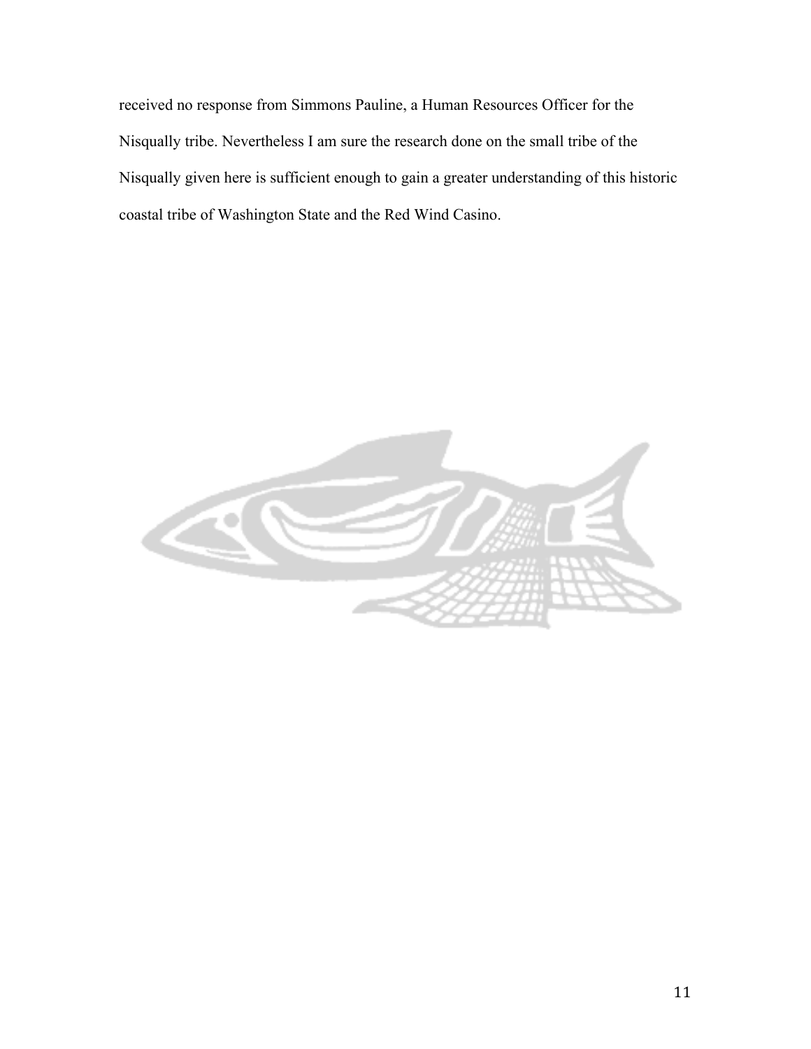received no response from Simmons Pauline, a Human Resources Officer for the Nisqually tribe. Nevertheless I am sure the research done on the small tribe of the Nisqually given here is sufficient enough to gain a greater understanding of this historic coastal tribe of Washington State and the Red Wind Casino.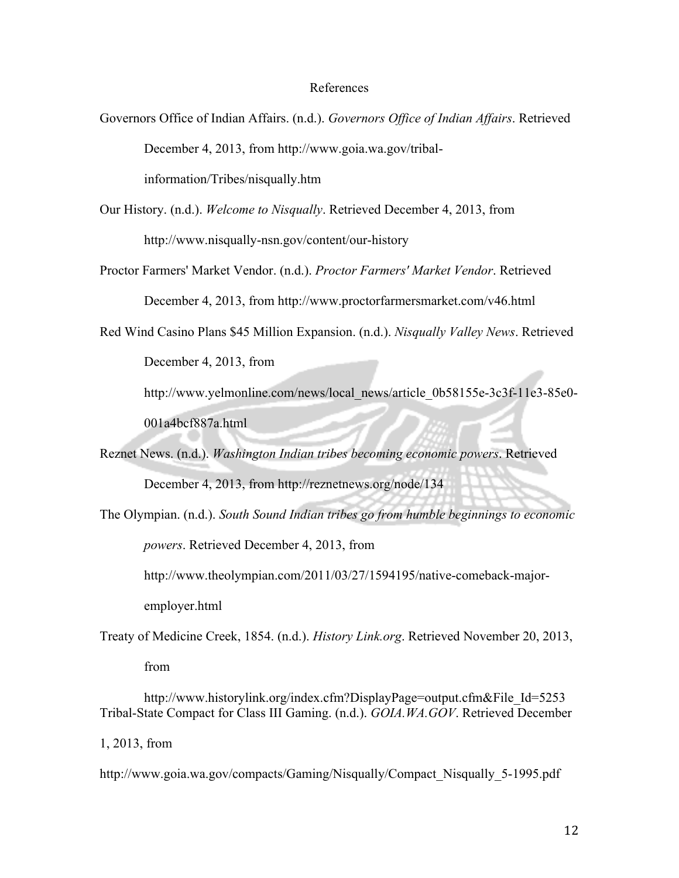# References

Governors Office of Indian Affairs. (n.d.). *Governors Office of Indian Affairs*. Retrieved December 4, 2013, from http://www.goia.wa.gov/tribal-information/Tribes/nisqually.htm

Our History. (n.d.). *Welcome to Nisqually*. Retrieved December 4, 2013, from http://www.nisqually-nsn.gov/content/our-history

Proctor Farmers' Market Vendor. (n.d.). *Proctor Farmers' Market Vendor*. Retrieved December 4, 2013, from http://www.proctorfarmersmarket.com/v46.html

Red Wind Casino Plans $45 Million Expansion. (n.d.). *Nisqually Valley News*. Retrieved December 4, 2013, from http://www.yelmonline.com/news/local_news/article_0b58155e-3c3f-11e3-85e0-001a4bcf887a.html

Reznet News. (n.d.). *Washington Indian tribes becoming economic powers*. Retrieved December 4, 2013, from http://reznetnews.org/node/134

The Olympian. (n.d.). *South Sound Indian tribes go from humble beginnings to economic powers*. Retrieved December 4, 2013, from http://www.theolympian.com/2011/03/27/1594195/native-comeback-major-employer.html

Treaty of Medicine Creek, 1854. (n.d.). *History Link.org*. Retrieved November 20, 2013, from http://www.historylink.org/index.cfm?DisplayPage=output.cfm&File_Id=5253

Tribal-State Compact for Class III Gaming. (n.d.). *GOIA.WA.GOV*. Retrieved December 1, 2013, from http://www.goia.wa.gov/compacts/Gaming/Nisqually/Compact_Nisqually_5-1995.pdf